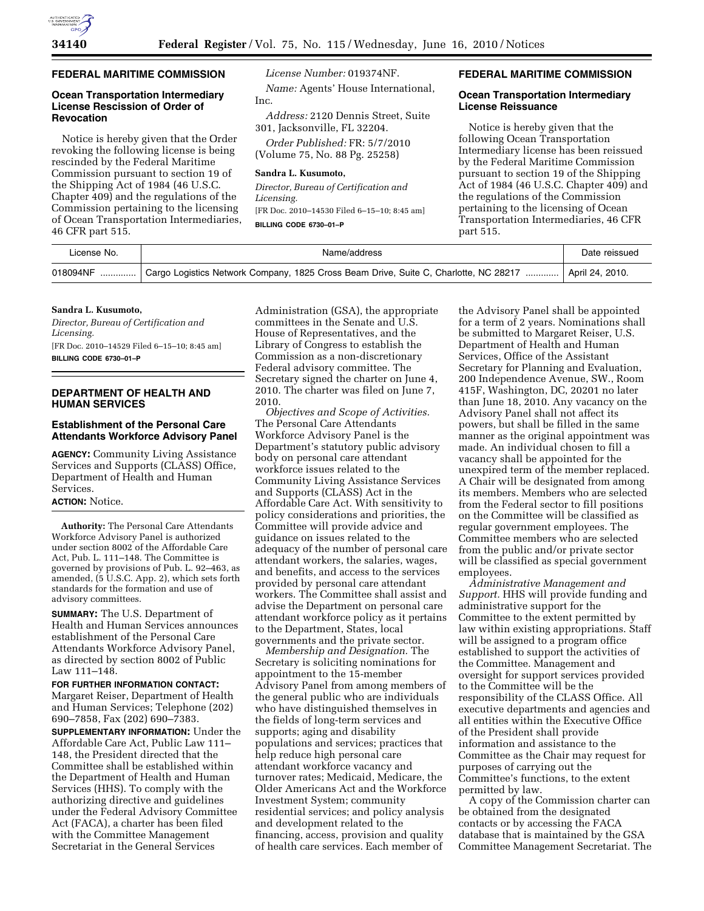## FEDERAL MARITIME COMMISSION

### Ocean Transportation Intermediary License Rescission of Order of Revocation

Notice is hereby given that the Order revoking the following license is being rescinded by the Federal Maritime Commission pursuant to section 19 of the Shipping Act of 1984 (46 U.S.C. Chapter 409) and the regulations of the Commission pertaining to the licensing of Ocean Transportation Intermediaries, 46 CFR part 515.

*License Number:* 019374NF.

*Name:* Agents' House International, Inc.

*Address:* 2120 Dennis Street, Suite 301, Jacksonville, FL 32204.

*Order Published:* FR: 5/7/2010 (Volume 75, No. 88 Pg. 25258)

**Sandra L. Kusumoto,**

*Director, Bureau of Certification and Licensing.*

[FR Doc. 2010–14530 Filed 6–15–10; 8:45 am]

**BILLING CODE 6730–01–P**

## FEDERAL MARITIME COMMISSION

### Ocean Transportation Intermediary License Reissuance

Notice is hereby given that the following Ocean Transportation Intermediary license has been reissued by the Federal Maritime Commission pursuant to section 19 of the Shipping Act of 1984 (46 U.S.C. Chapter 409) and the regulations of the Commission pertaining to the licensing of Ocean Transportation Intermediaries, 46 CFR part 515.

| License No. | Name/address | Date reissued |
| --- | --- | --- |
| 018094NF ............. | Cargo Logistics Network Company, 1825 Cross Beam Drive, Suite C, Charlotte, NC 28217 ............ | April 24, 2010. |

**Sandra L. Kusumoto,**

*Director, Bureau of Certification and Licensing.*

[FR Doc. 2010–14529 Filed 6–15–10; 8:45 am]

**BILLING CODE 6730–01–P**

## DEPARTMENT OF HEALTH AND HUMAN SERVICES

### Establishment of the Personal Care Attendants Workforce Advisory Panel

**AGENCY:** Community Living Assistance Services and Supports (CLASS) Office, Department of Health and Human Services.

**ACTION:** Notice.

**Authority:** The Personal Care Attendants Workforce Advisory Panel is authorized under section 8002 of the Affordable Care Act, Pub. L. 111–148. The Committee is governed by provisions of Pub. L. 92–463, as amended, (5 U.S.C. App. 2), which sets forth standards for the formation and use of advisory committees.

**SUMMARY:** The U.S. Department of Health and Human Services announces establishment of the Personal Care Attendants Workforce Advisory Panel, as directed by section 8002 of Public Law 111–148.

**FOR FURTHER INFORMATION CONTACT:** Margaret Reiser, Department of Health and Human Services; Telephone (202) 690–7858, Fax (202) 690–7383.

**SUPPLEMENTARY INFORMATION:** Under the Affordable Care Act, Public Law 111–148, the President directed that the Committee shall be established within the Department of Health and Human Services (HHS). To comply with the authorizing directive and guidelines under the Federal Advisory Committee Act (FACA), a charter has been filed with the Committee Management Secretariat in the General Services Administration (GSA), the appropriate committees in the Senate and U.S. House of Representatives, and the Library of Congress to establish the Commission as a non-discretionary Federal advisory committee. The Secretary signed the charter on June 4, 2010. The charter was filed on June 7, 2010.

*Objectives and Scope of Activities.* The Personal Care Attendants Workforce Advisory Panel is the Department's statutory public advisory body on personal care attendant workforce issues related to the Community Living Assistance Services and Supports (CLASS) Act in the Affordable Care Act. With sensitivity to policy considerations and priorities, the Committee will provide advice and guidance on issues related to the adequacy of the number of personal care attendant workers, the salaries, wages, and benefits, and access to the services provided by personal care attendant workers. The Committee shall assist and advise the Department on personal care attendant workforce policy as it pertains to the Department, States, local governments and the private sector.

*Membership and Designation.* The Secretary is soliciting nominations for appointment to the 15-member Advisory Panel from among members of the general public who are individuals who have distinguished themselves in the fields of long-term services and supports; aging and disability populations and services; practices that help reduce high personal care attendant workforce vacancy and turnover rates; Medicaid, Medicare, the Older Americans Act and the Workforce Investment System; community residential services; and policy analysis and development related to the financing, access, provision and quality of health care services. Each member of the Advisory Panel shall be appointed for a term of 2 years. Nominations shall be submitted to Margaret Reiser, U.S. Department of Health and Human Services, Office of the Assistant Secretary for Planning and Evaluation, 200 Independence Avenue, SW., Room 415F, Washington, DC, 20201 no later than June 18, 2010. Any vacancy on the Advisory Panel shall not affect its powers, but shall be filled in the same manner as the original appointment was made. An individual chosen to fill a vacancy shall be appointed for the unexpired term of the member replaced. A Chair will be designated from among its members. Members who are selected from the Federal sector to fill positions on the Committee will be classified as regular government employees. The Committee members who are selected from the public and/or private sector will be classified as special government employees.

*Administrative Management and Support.* HHS will provide funding and administrative support for the Committee to the extent permitted by law within existing appropriations. Staff will be assigned to a program office established to support the activities of the Committee. Management and oversight for support services provided to the Committee will be the responsibility of the CLASS Office. All executive departments and agencies and all entities within the Executive Office of the President shall provide information and assistance to the Committee as the Chair may request for purposes of carrying out the Committee's functions, to the extent permitted by law.

A copy of the Commission charter can be obtained from the designated contacts or by accessing the FACA database that is maintained by the GSA Committee Management Secretariat. The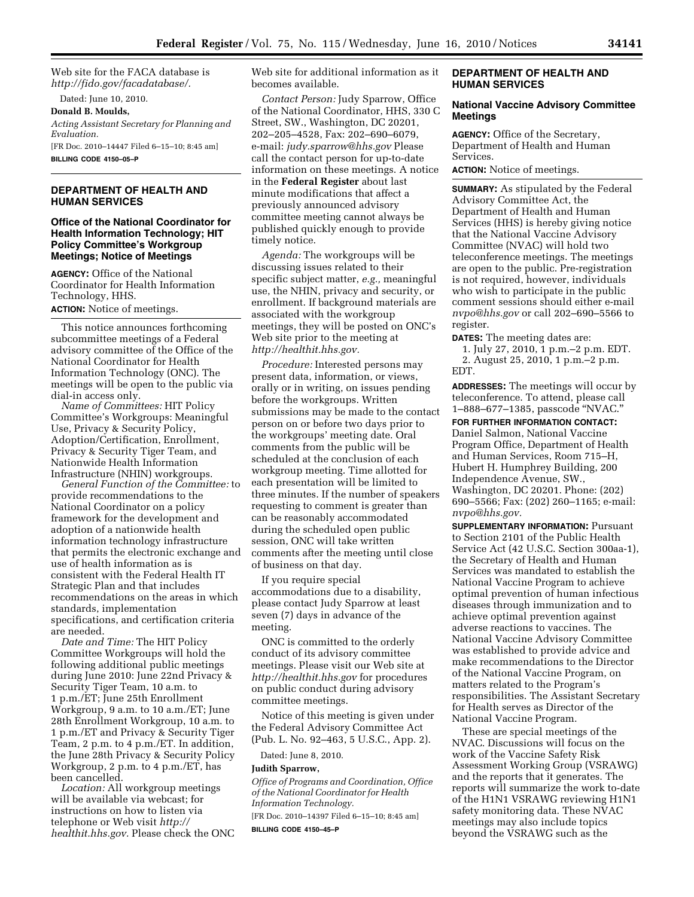Web site for the FACA database is *http://fido.gov/facadatabase/.*

Dated: June 10, 2010.

**Donald B. Moulds,**

*Acting Assistant Secretary for Planning and Evaluation.*

[FR Doc. 2010–14447 Filed 6–15–10; 8:45 am]

**BILLING CODE 4150–05–P**

---

## DEPARTMENT OF HEALTH AND HUMAN SERVICES

### Office of the National Coordinator for Health Information Technology; HIT Policy Committee's Workgroup Meetings; Notice of Meetings

**AGENCY:** Office of the National Coordinator for Health Information Technology, HHS.

**ACTION:** Notice of meetings.

This notice announces forthcoming subcommittee meetings of a Federal advisory committee of the Office of the National Coordinator for Health Information Technology (ONC). The meetings will be open to the public via dial-in access only.

*Name of Committees:* HIT Policy Committee's Workgroups: Meaningful Use, Privacy & Security Policy, Adoption/Certification, Enrollment, Privacy & Security Tiger Team, and Nationwide Health Information Infrastructure (NHIN) workgroups.

*General Function of the Committee:* to provide recommendations to the National Coordinator on a policy framework for the development and adoption of a nationwide health information technology infrastructure that permits the electronic exchange and use of health information as is consistent with the Federal Health IT Strategic Plan and that includes recommendations on the areas in which standards, implementation specifications, and certification criteria are needed.

*Date and Time:* The HIT Policy Committee Workgroups will hold the following additional public meetings during June 2010: June 22nd Privacy & Security Tiger Team, 10 a.m. to 1 p.m./ET; June 25th Enrollment Workgroup, 9 a.m. to 10 a.m./ET; June 28th Enrollment Workgroup, 10 a.m. to 1 p.m./ET and Privacy & Security Tiger Team, 2 p.m. to 4 p.m./ET. In addition, the June 28th Privacy & Security Policy Workgroup, 2 p.m. to 4 p.m./ET, has been cancelled.

*Location:* All workgroup meetings will be available via webcast; for instructions on how to listen via telephone or Web visit *http://healthit.hhs.gov.* Please check the ONC Web site for additional information as it becomes available.

*Contact Person:* Judy Sparrow, Office of the National Coordinator, HHS, 330 C Street, SW., Washington, DC 20201, 202–205–4528, Fax: 202–690–6079, e-mail: *judy.sparrow@hhs.gov* Please call the contact person for up-to-date information on these meetings. A notice in the **Federal Register** about last minute modifications that affect a previously announced advisory committee meeting cannot always be published quickly enough to provide timely notice.

*Agenda:* The workgroups will be discussing issues related to their specific subject matter, *e.g.,* meaningful use, the NHIN, privacy and security, or enrollment. If background materials are associated with the workgroup meetings, they will be posted on ONC's Web site prior to the meeting at *http://healthit.hhs.gov.*

*Procedure:* Interested persons may present data, information, or views, orally or in writing, on issues pending before the workgroups. Written submissions may be made to the contact person on or before two days prior to the workgroups' meeting date. Oral comments from the public will be scheduled at the conclusion of each workgroup meeting. Time allotted for each presentation will be limited to three minutes. If the number of speakers requesting to comment is greater than can be reasonably accommodated during the scheduled open public session, ONC will take written comments after the meeting until close of business on that day.

If you require special accommodations due to a disability, please contact Judy Sparrow at least seven (7) days in advance of the meeting.

ONC is committed to the orderly conduct of its advisory committee meetings. Please visit our Web site at *http://healthit.hhs.gov* for procedures on public conduct during advisory committee meetings.

Notice of this meeting is given under the Federal Advisory Committee Act (Pub. L. No. 92–463, 5 U.S.C., App. 2).

Dated: June 8, 2010.

**Judith Sparrow,**

*Office of Programs and Coordination, Office of the National Coordinator for Health Information Technology.*

[FR Doc. 2010–14397 Filed 6–15–10; 8:45 am]

**BILLING CODE 4150–45–P**

---

## DEPARTMENT OF HEALTH AND HUMAN SERVICES

### National Vaccine Advisory Committee Meetings

**AGENCY:** Office of the Secretary, Department of Health and Human Services.

**ACTION:** Notice of meetings.

**SUMMARY:** As stipulated by the Federal Advisory Committee Act, the Department of Health and Human Services (HHS) is hereby giving notice that the National Vaccine Advisory Committee (NVAC) will hold two teleconference meetings. The meetings are open to the public. Pre-registration is not required, however, individuals who wish to participate in the public comment sessions should either e-mail *nvpo@hhs.gov* or call 202–690–5566 to register.

**DATES:** The meeting dates are:

1. July 27, 2010, 1 p.m.–2 p.m. EDT.
2. August 25, 2010, 1 p.m.–2 p.m. EDT.

**ADDRESSES:** The meetings will occur by teleconference. To attend, please call 1–888–677–1385, passcode "NVAC."

**FOR FURTHER INFORMATION CONTACT:** Daniel Salmon, National Vaccine Program Office, Department of Health and Human Services, Room 715–H, Hubert H. Humphrey Building, 200 Independence Avenue, SW., Washington, DC 20201. Phone: (202) 690–5566; Fax: (202) 260–1165; e-mail: *nvpo@hhs.gov.*

**SUPPLEMENTARY INFORMATION:** Pursuant to Section 2101 of the Public Health Service Act (42 U.S.C. Section 300aa-1), the Secretary of Health and Human Services was mandated to establish the National Vaccine Program to achieve optimal prevention of human infectious diseases through immunization and to achieve optimal prevention against adverse reactions to vaccines. The National Vaccine Advisory Committee was established to provide advice and make recommendations to the Director of the National Vaccine Program, on matters related to the Program's responsibilities. The Assistant Secretary for Health serves as Director of the National Vaccine Program.

These are special meetings of the NVAC. Discussions will focus on the work of the Vaccine Safety Risk Assessment Working Group (VSRAWG) and the reports that it generates. The reports will summarize the work to-date of the H1N1 VSRAWG reviewing H1N1 safety monitoring data. These NVAC meetings may also include topics beyond the VSRAWG such as the